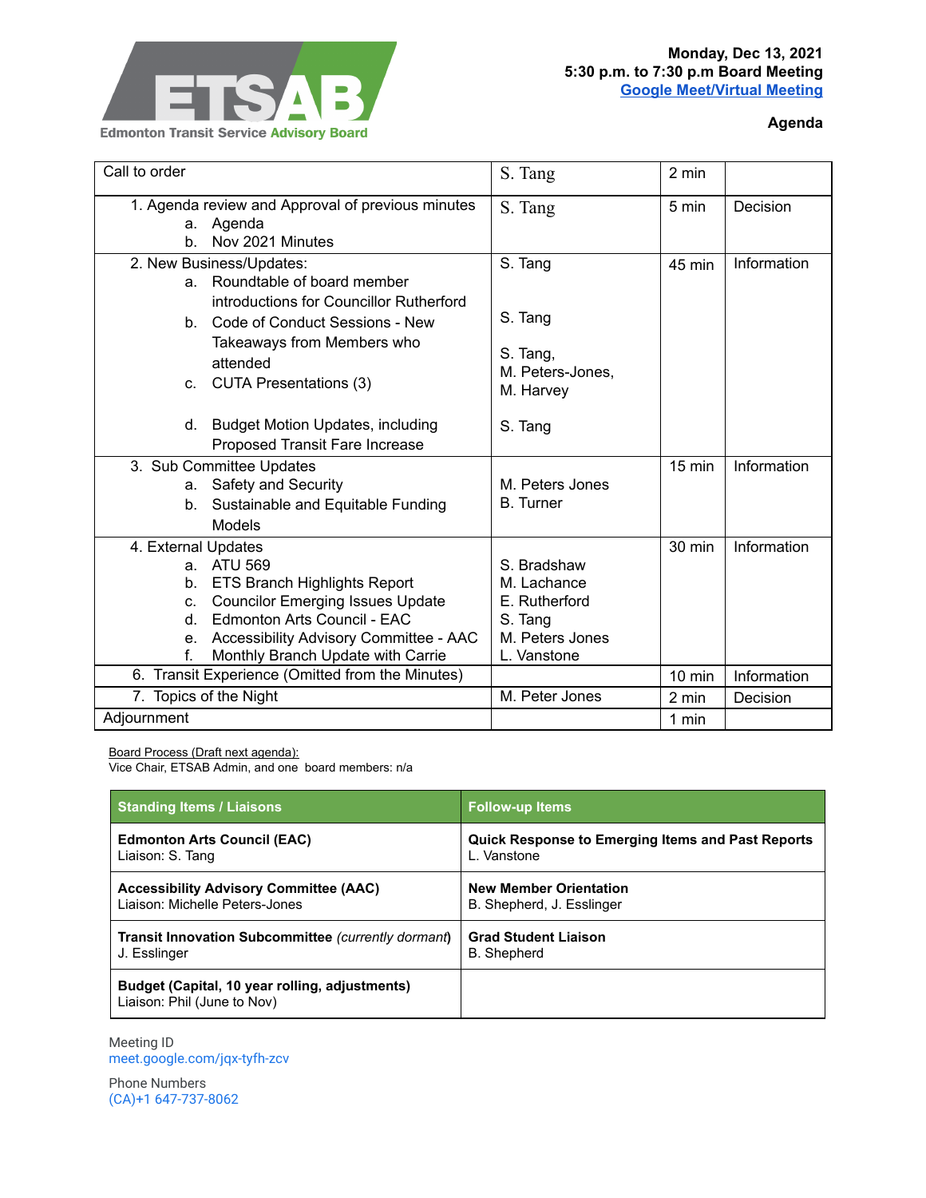**ETSAB**
Edmonton Transit Service Advisory Board

**Monday, Dec 13, 2021**
**5:30 p.m. to 7:30 p.m Board Meeting**
**Google Meet/Virtual Meeting**

**Agenda**

| Item | Presenter | Time | Type |
|---|---|---|---|
| Call to order | S. Tang | 2 min | |
| 1. Agenda review and Approval of previous minutes<br>a. Agenda<br>b. Nov 2021 Minutes | S. Tang | 5 min | Decision |
| 2. New Business/Updates:<br>a. Roundtable of board member introductions for Councillor Rutherford<br>b. Code of Conduct Sessions - New Takeaways from Members who attended<br>c. CUTA Presentations (3)<br>d. Budget Motion Updates, including Proposed Transit Fare Increase | S. Tang<br><br>S. Tang<br><br>S. Tang, M. Peters-Jones, M. Harvey<br><br>S. Tang | 45 min | Information |
| 3. Sub Committee Updates<br>a. Safety and Security<br>b. Sustainable and Equitable Funding Models | <br>M. Peters Jones<br>B. Turner | 15 min | Information |
| 4. External Updates<br>a. ATU 569<br>b. ETS Branch Highlights Report<br>c. Councilor Emerging Issues Update<br>d. Edmonton Arts Council - EAC<br>e. Accessibility Advisory Committee - AAC<br>f. Monthly Branch Update with Carrie | <br>S. Bradshaw<br>M. Lachance<br>E. Rutherford<br>S. Tang<br>M. Peters Jones<br>L. Vanstone | 30 min | Information |
| 6. Transit Experience (Omitted from the Minutes) | | 10 min | Information |
| 7. Topics of the Night | M. Peter Jones | 2 min | Decision |
| Adjournment | | 1 min | |

Board Process (Draft next agenda):
Vice Chair, ETSAB Admin, and one board members: n/a

| Standing Items / Liaisons | Follow-up Items |
|---|---|
| **Edmonton Arts Council (EAC)**<br>Liaison: S. Tang | **Quick Response to Emerging Items and Past Reports**<br>L. Vanstone |
| **Accessibility Advisory Committee (AAC)**<br>Liaison: Michelle Peters-Jones | **New Member Orientation**<br>B. Shepherd, J. Esslinger |
| **Transit Innovation Subcommittee** *(currently dormant)*<br>J. Esslinger | **Grad Student Liaison**<br>B. Shepherd |
| **Budget (Capital, 10 year rolling, adjustments)**<br>Liaison: Phil (June to Nov) | |

Meeting ID
meet.google.com/jqx-tyfh-zcv

Phone Numbers
(CA)+1 647-737-8062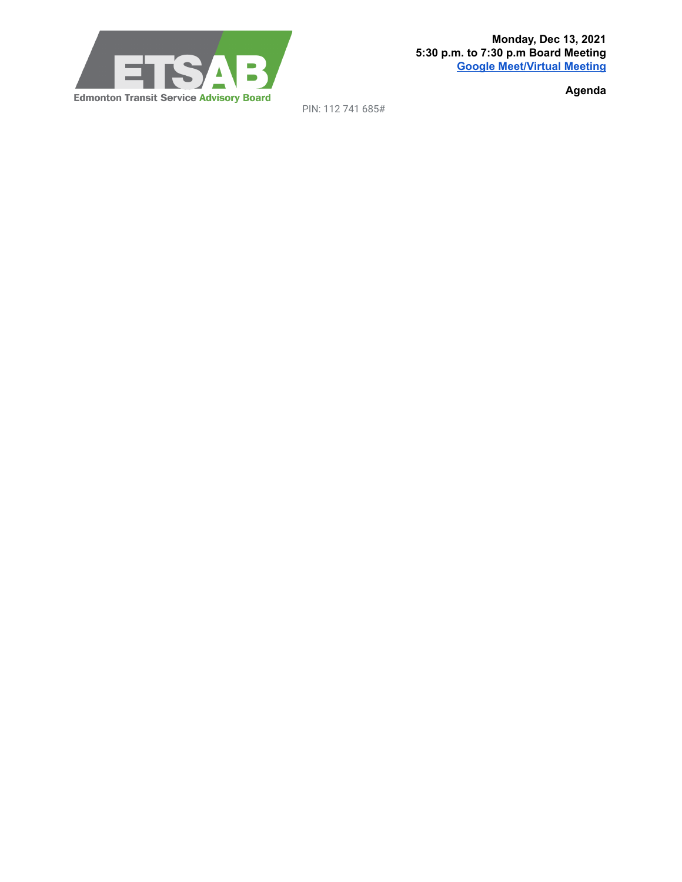**Monday, Dec 13, 2021**
**5:30 p.m. to 7:30 p.m Board Meeting**
**Google Meet/Virtual Meeting**

**Agenda**

Edmonton Transit Service Advisory Board

PIN: 112 741 685#